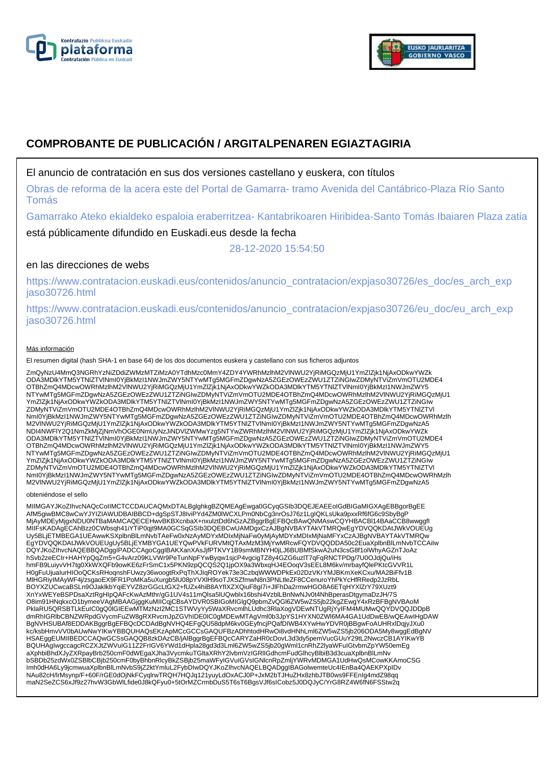# COMPROBANTE DE PUBLICACIÓN / ARGITALPENAREN EGIAZTAGIRIA

El anuncio de contratación en sus dos versiones castellano y euskera, con títulos

Obras de reforma de la acera este del Portal de Gamarra- tramo Avenida del Cantábrico-Plaza Río Santo Tomás

Gamarrako Ateko ekialdeko espaloia eraberritzea- Kantabrikoaren Hiribidea-Santo Tomás Ibaiaren Plaza zatia

está públicamente difundido en Euskadi.eus desde la fecha

28-12-2020 15:54:50

en las direcciones de webs

https://www.contratacion.euskadi.eus/contenidos/anuncio_contratacion/expjaso30726/es_doc/es_arch_expjaso30726.html

https://www.contratacion.euskadi.eus/contenidos/anuncio_contratacion/expjaso30726/eu_doc/eu_arch_expjaso30726.html

Más información

El resumen digital (hash SHA-1 en base 64) de los dos documentos euskera y castellano con sus ficheros adjuntos

ZmQyNzU4MmQ3NGRhYzNiZDdiZWMzMTZiMzA0YTdhMzc0MmY4ZDY4YWRhMzlhM2VlNWU2YjRiMGQzMjU1YmZlZjk1NjAxODkwYWZkODA3MDlkYTM5YTNlZTVlNmI0YjBkMzI1NWJmZWY5NTYwMTg5MGFmZDgwNzA5ZGEzOWEzZWU1ZTZiNGIwZDMyNTViZmVmOTU2MDE4OTBhZmQ4MDcwOWRhMzlhM2VlNWU2YjRiMGQzMjU1YmZlZjk1NjAxODkwYWZkODA3MDlkYTM5YTNlZTVlNmI0YjBkMzI1NWJmZWY5NTYwMTg5MGFmZDgwNzA5ZGEzOWEzZWU1ZTZiNGIwZDMyNTViZmVmOTU2MDE4OTBhZmQ4MDcwOWRhMzlhM2VlNWU2YjRiMGQzMjU1YmZlZjk1NjAxODkwYWZkODA3MDlkYTM5YTNlZTVlNmI0YjBkMzI1NWJmZWY5NTYwMTg5MGFmZDgwNzA5ZGEzOWEzZWU1ZTZiNGIwZDMyNTViZmVmOTU2MDE4OTBhZmQ4MDcwOWRhMzlhM2VlNWU2YjRiMGQzMjU1YmZlZjk1NjAxODkwYWZkODA3MDlkYTM5YTNlZTVlNmI0YjBkMzI1NWJmZWY5NTYwMTg5MGFmZDgwNzA5ZGEzOWEzZWU1ZTZiNGIwZDMyNTViZmVmOTU2MDE4OTBhZmQ4MDcwOWRhMzlhM2VlNWU2YjRiMGQzMjU1YmZlZjk1NjAxODkwYWZkODA3MDlkYTM5YTNlZTVlNmI0YjBkMzI1NWJmZWY5NTYwMTg5MGFmZDgwNzA5NDI4NWFlY2Q1NmZkMjZjNmVhOGE0NmUyNzJiNDVlZWMwYzg5NTYwZWRhMzlhM2VlNWU2YjRiMGQzMjU1YmZlZjk1NjAxODkwYWZkODA3MDlkYTM5YTNlZTVlNmI0YjBkMzI1NWJmZWY5NTYwMTg5MGFmZDgwNzA5ZGEzOWEzZWU1ZTZiNGIwZDMyNTViZmVmOTU2MDE4OTBhZmQ4MDcwOWRhMzlhM2VlNWU2YjRiMGQzMjU1YmZlZjk1NjAxODkwYWZkODA3MDlkYTM5YTNlZTVlNmI0YjBkMzI1NWJmZWY5NTYwMTg5MGFmZDgwNzA5ZGEzOWEzZWU1ZTZiNGIwZDMyNTViZmVmOTU2MDE4OTBhZmQ4MDcwOWRhMzlhM2VlNWU2YjRiMGQzMjU1YmZlZjk1NjAxODkwYWZkODA3MDlkYTM5YTNlZTVlNmI0YjBkMzI1NWJmZWY5NTYwMTg5MGFmZDgwNzA5ZGEzOWEzZWU1ZTZiNGIwZDMyNTViZmVmOTU2MDE4OTBhZmQ4MDcwOWRhMzlhM2VlNWU2YjRiMGQzMjU1YmZlZjk1NjAxODkwYWZkODA3MDlkYTM5YTNlZTVlNmI0YjBkMzI1NWJmZWY5NTYwMTg5MGFmZDgwNzA5ZGEzOWEzZWU1ZTZiNGIwZDMyNTViZmVmOTU2MDE4OTBhZmQ4MDcwOWRhMzlhM2VlNWU2YjRiMGQzMjU1YmZlZjk1NjAxODkwYWZkODA3MDlkYTM5YTNlZTVlNmI0YjBkMzI1NWJmZWY5NTYwMTg5MGFmZDgwNzA5

obteniéndose el sello

MIIMGAYJKoZIhvcNAQcCoIIMCTCCDAUCAQMxDTALBglghkgBZQMEAgEwga0GCyqGSIb3DQEJEAEEoIGdBIGaMIGXAgEBBgorBgEEAfM5giwBMC8wCwYJYIZIAWUDBAIBBCD+dgSpSTJ8lviPYd4ZM0lWCXLPm0NbCg3nrOsJ76z1LgIQKLsUka9pxxRf6fG6c9SbyBgPMjAyMDEyMjgxNDU0NTBaMAMCAQECEHwvBKBXcnbaX+nxulztDd6hGzAZBggrBgEFBQcBAwQNMAswCQYHBACBl14BAaCCB8wwggflMIIFsKADAgECAhBzz0CWbsqh41iYTiP0qjt9MA0GCSqGSIb3DQEBCwUAMDgxCzAJBgNVBAYTAkVTMRQwEgYDVQQKDAtJWkVOUEUgUy5BLjETMBEGA1UEAwwKSXplbnBlLmNvbTAeFw0xNzAyMDYxMDIxMjNaFw0yMjAyMDYxMDIxMjNaMFYxCzAJBgNVBAYTAkVTMRQwEgYDVQQKDAtJWkVOUEUgUy5BLjEYMBYGA1UEYQwPVkFURVMtQTAxMzM3MjYwMRcwFQYDVQQDDA50c2EuaXplbnBlLmNvbTCCAiIwDQYJKoZIhvcNAQEBBQADggIPADCCAgoCggIBAKXanXAsJjfPTKVY1B9smMBNYH0jLJ6BUBMfSkwA2uN3csG8f1olWhyAGZnTJoAzhSvb2zeECIr+HAHYpQqZm5+G4vArz09KLVWr9PeTunNpFYwByqw1sjcP4vgcigTZ8y4GZG6uzlT7qFqRNCTPDg/7U0OJdjQu/iHshmFB9LuiyvVH7tg0XkWXQFb9owKE6zFrSmC1x5PKN9zpQCQS2Q1jpOX9a3WbxqHJ4EOoqV3sEEL8M6kv/mrbayfQlePKtcGVVR1LH0gFuUjuaIurHIOoQCKsRHoqnshFUwzy36woogtRxPqThXJlqROYek73e3CzbqWWWDPkEx02DzVKrYMJBKmXeKCxu/MA2BiFfv1BMIHGRiyIMAyWF4j/zsgaoEX9FR1PoMKa5uXurgb5lU08pYVXlH9soTJXSZfmwN8n3PNLtleZF8CCenuroYhPkYcHfRRedp2JzRbLBOYXZUCwcaBSLn9OJaklkbYqiEYVZ8zrGGcLtGX2+fUZx4hiB8AYfIXZXQiuF8gl7i+JlFhDa2rmwHGO8A6ETqHYXlZrY79XUzt9XnYxWEYeBSPDsaXztRgHIpQAFcKwAzMthr/gG1UV4s11mQlsa5lUQwblx16bshi4VzblLBnNwNJv0t4NhBperasDtgymaDzJH/7SO8im91HNqkxcO1bymeeVAgMBAAGjggKuMIICqjCBsAYDVR0SBIGoMIGlgQ9pbmZvQGl6ZW5wZS5jb22kgZEwgY4xRzBFBgNVBAoMPklaRU5QRSBTLkEuICg0QiIGIEEwMTMzNzI2MC1STWVyYy5WaXRvcmlhLUdhc3RlaXogVDEwNTUgRjYyIFM4MUMwQQYDVQQJDDpBdmRhIGRlbCBNZWRpdGVycmFuZW8gRXRvcmJpZGVhIDE0IC0gMDEwMTAgVml0b3JpYS1HYXN0ZWl6MA4GA1UdDwEB/wQEAwIHgDAWBgNVHSUBAf8EDDAKBggrBgEFBQcDCDAdBgNVHQ4EFgQU58dpM6kv0GEyfncjPQafDIWB4XYwHwYDVR0jBBgwFoAUHRxlDqjyJXu0kc/ksbHmvVV0bAUwNwYIKwYBBQUHAQsEKzApMCcGCCsGAQUFBzADhhtodHRwOi8vdHNhLml6ZW5wZS5jb206ODA5My8wggEdBgNVHSAEggEUMIIBEDCCAQwGCSsGAQQB8zkDAzCB/jAlBggrBgEFBQcCARYZaHR0cDovL3d3dy5pemVucGUuY29tL2NwczCB1AYIKwYBBQUHAgIwgccagcRCZXJtZWVuIG11Z2FrIGV6YWd1dHpla28gd3d3Lml6ZW5wZS5jb20gWml1cnRhZ2lyaWFuIGtvbmZpYW50emEgaXphbiBhdXJyZXRpayBrb250cmF0dWEgaXJha3VycmkuTGltaXRhY2lvbmVzIGRlIGdhcmFudGlhcyBlbiB3d3cuaXplbnBlLmNvbSBDb25zdWx0ZSBlbCBjb250cmF0byBhbnRlcyBkZSBjb25maWFyIGVuIGVsIGNlcnRpZmljYWRvMDMGA1UdHwQsMCowKKAmoCSGImh0dHA6Ly9jcmwuaXplbnBlLmNvbS9jZ2ktYmluL2FybDIwDQYJKoZIhvcNAQELBQADggIBAGolwemteUc4lEnBa4QAEKPXplDvNAu82cH/lrMsynp/F+60F/rGE0dOjNkFCyqlrwTRQH7HQJq121yuyLdOxACJ0P+JxM2bTJHuZHx8zhbJTB0ws9FFEnIg4mdZ98qqmaN2SeZCS6xJf9z27hvW3GbWlLfide0J8kQFyu0+5tOrMZCrmbDuS5T6sT6BgsVJf6sICobz5J0DQJyC/YrG8RZ4W6fN6FSStw2q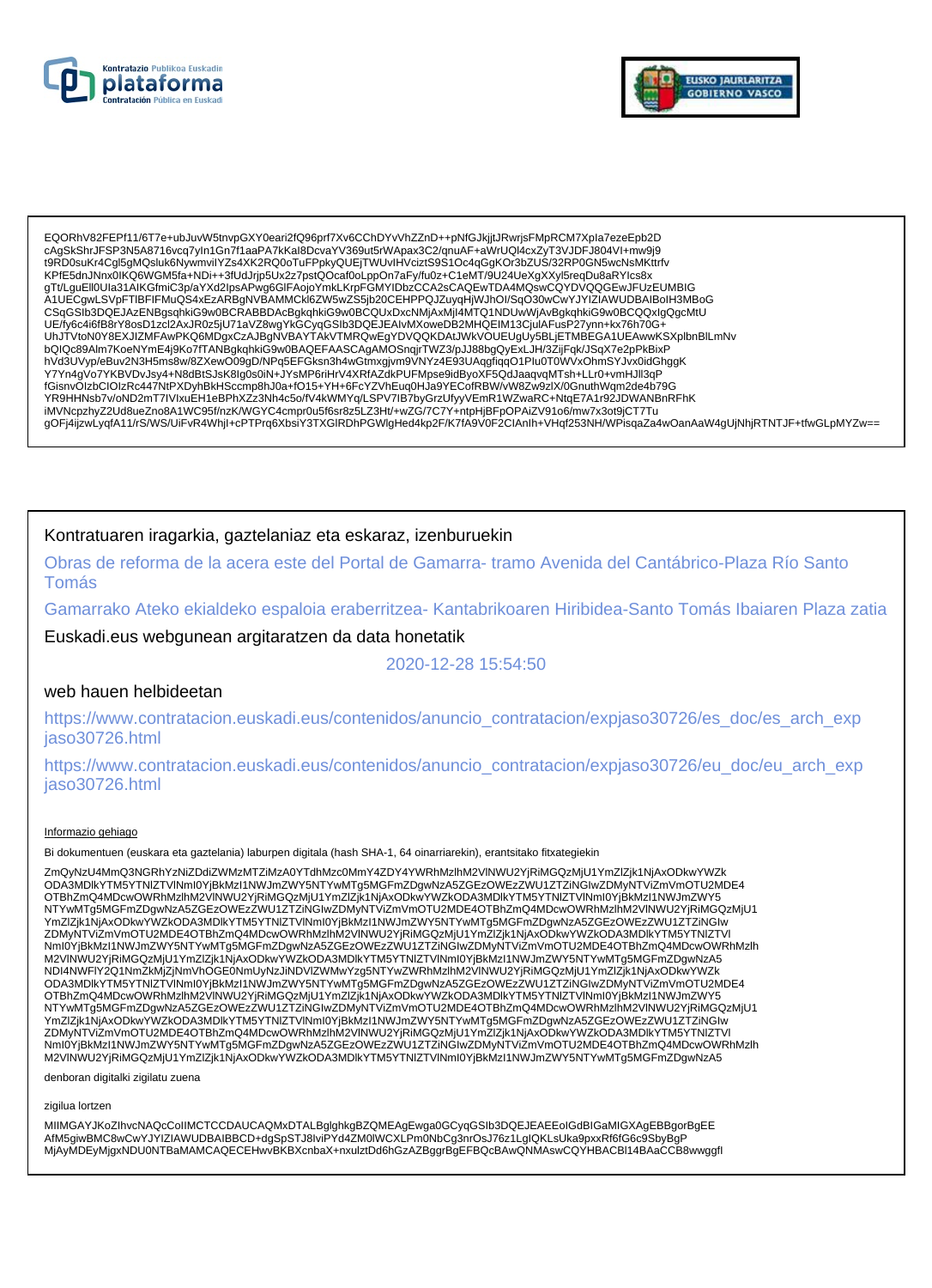EQORhV82FEPf11/6T7e+ubJuvW5tnvpGXY0eari2fQ96prf7Xv6CChDYvVhZZnD++pNfGJkjjtJRwrjsFMpRCM7Xpla7ezeEpb2D
cAgSkShrJFSP3N5A8716vcq7yln1Gn7f1aaPA7kKal8DcvaYV369ut5rWApax3C2/qnuAF+aWrUQl4cxZyT3VJDFJ804Vl+mw9j9
t9RD0suKr4Cgl5gMQsluk6NywmvilYZs4XK2RQ0oTuFPpkyQUEjTWUvIHVciztS9S1Oc4qGgKOr3bZUS/32RP0GN5wcNsMKttrfv
KPfE5dnJNnx0IKQ6WGM5fa+NDi++3fUdJrjp5Ux2z7pstQOcaf0oLppOn7aFy/fu0z+C1eMT/9U24UeXgXXyl5reqDu8aRYlcs8x
gTt/LguEll0Ula31AIKGfmiC3p/aYXd2lpsAPwg6GlFAojoYmkLKrpFGMYIDbzCCA2sCAQEwTDA4MQswCQYDVQQGEwJFUzEUMBIG
A1UECgwLSVpFTlBFIFMuQS4xEzARBgNVBAMMCkl6ZW5wZS5jb20CEHPPQJZuyqHjWJhOl/SqO30wCwYJYIZIAWUDBAIBoIH3MBoG
CSqGSIb3DQEJAzENBgsqhkiG9w0BCRABBDAcBgkqhkiG9w0BCQUxDxcNMjAxMjI4MTQ1NDUwWjAvBgkqhkiG9w0BCQQxIgQgcMtU
UE/fy6c4i6fB8rY8osD1zcl2AxJR0z5jU71aVZ8wgYkGCyqGSIb3DQEJEAIvMXoweDB2MHQEIM13CjulAFusP27ynn+kx76h70G+
UhJTVtoN0Y8EXJIZMFAwPKQ6MDgxCzAJBgNVBAYTAkVTMRQwEgYDVQQKDAtJWkVOUEUgUy5BLjETMBEGA1UEAwwKSXplbnBlLmNv
bQIQc89Alm7KoeNYmE4j9Ko7fTANBgkqhkiG9w0BAQEFAASCAgAMOSnqjrTWZ3/pJJ88bgQyExLJH/3ZijFqk/JSqX7e2pPkBixP
hVd3UVyp/eBuv2N3H5ms8w/8ZXewO09gD/NPq5EFGksn3h4wGtmxgjvm9VNYz4E93UAqgfiqqO1Plu0T0WVxOhmSYJvx0idGhggK
Y7Yn4gVo7YKBVDvJsy4+N8dBtSJsK8Ig0s0iN+JYsMP6riHrV4XRfAZdkPUFMpse9idByoXF5QdJaaqvqMTsh+LLr0+vmHJll3qP
fGisnvOIzbClOIzRc447NtPXDyhBkHSccmp8hJ0a+fO15+YH+6FcYZVhEuq0HJa9YECofRBW/vW8Zw9zlX/0GnuthWqm2de4b79G
YR9HHNsb7v/oND2mT7IVIxuEH1eBPhXZz3Nh4c5o/fV4kWMYq/LSPV7IB7byGrzUfyyVEmR1WZwaRC+NtqE7A1r92JDWANBnRFhK
iMVNcpzhyZ2Ud8ueZno8A1WC95f/nzK/WGYC4cmpr0u5f6sr8z5LZ3Ht/+wZG/7C7Y+ntpHjBFpOPAiZV91o6/mw7x3ot9jCT7Tu
gOFj4ijzwLyqfA11/rS/WS/UiFvR4WhjI+cPTPrq6XbsiY3TXGIRDhPGWlgHed4kp2F/K7fA9V0F2CIAnlh+VHqf253NH/WPisqaZa4wOanAaW4gUjNhjRTNTJF+tfwGLpMYZw==

Kontratuaren iragarkia, gaztelaniaz eta eskaraz, izenburuekin

Obras de reforma de la acera este del Portal de Gamarra- tramo Avenida del Cantábrico-Plaza Río Santo Tomás

Gamarrako Ateko ekialdeko espaloia eraberritzea- Kantabrikoaren Hiribidea-Santo Tomás Ibaiaren Plaza zatia

Euskadi.eus webgunean argitaratzen da data honetatik

2020-12-28 15:54:50

web hauen helbideetan

https://www.contratacion.euskadi.eus/contenidos/anuncio_contratacion/expjaso30726/es_doc/es_arch_expjaso30726.html

https://www.contratacion.euskadi.eus/contenidos/anuncio_contratacion/expjaso30726/eu_doc/eu_arch_expjaso30726.html

Informazio gehiago

Bi dokumentuen (euskara eta gaztelania) laburpen digitala (hash SHA-1, 64 oinarriarekin), erantsitako fitxategiekin

ZmQyNzU4MmQ3NGRhYzNiZDdiZWMzMTZiMzA0YTdhMzc0MmY4ZDY4YWRhMzlhM2VlNWU2YjRiMGQzMjU1YmZlZjk1NjAxODkwYWZk
ODA3MDlkYTM5YTNlZTVlNmI0YjBkMzI1NWJmZWY5NTYwMTg5MGFmZDgwNzA5ZGEzOWEzZWU1ZTZiNGIwZDMyNTViZmVmOTU2MDE4
OTBhZmQ4MDcwOWRhMzlhM2VlNWU2YjRiMGQzMjU1YmZlZjk1NjAxODkwYWZkODA3MDlkYTM5YTNlZTVlNmI0YjBkMzI1NWJmZWY5
NTYwMTg5MGFmZDgwNzA5ZGEzOWEzZWU1ZTZiNGIwZDMyNTViZmVmOTU2MDE4OTBhZmQ4MDcwOWRhMzlhM2VlNWU2YjRiMGQzMjU1
YmZlZjk1NjAxODkwYWZkODA3MDlkYTM5YTNlZTVlNmI0YjBkMzI1NWJmZWY5NTYwMTg5MGFmZDgwNzA5ZGEzOWEzZWU1ZTZiNGIw
ZDMyNTViZmVmOTU2MDE4OTBhZmQ4MDcwOWRhMzlhM2VlNWU2YjRiMGQzMjU1YmZlZjk1NjAxODkwYWZkODA3MDlkYTM5YTNlZTVl
NmI0YjBkMzI1NWJmZWY5NTYwMTg5MGFmZDgwNzA5ZGEzOWEzZWU1ZTZiNGIwZDMyNTViZmVmOTU2MDE4OTBhZmQ4MDcwOWRhMzlh
M2VlNWU2YjRiMGQzMjU1YmZlZjk1NjAxODkwYWZkODA3MDlkYTM5YTNlZTVlNmI0YjBkMzI1NWJmZWY5NTYwMTg5MGFmZDgwNzA5
NDI4NWFlY2Q1NmZkMjZjNmVhOGE0NmUyNzJiNDVlZWMwYzg5NTYwZWRhMzlhM2VlNWU2YjRiMGQzMjU1YmZlZjk1NjAxODkwYWZk
ODA3MDlkYTM5YTNlZTVlNmI0YjBkMzI1NWJmZWY5NTYwMTg5MGFmZDgwNzA5ZGEzOWEzZWU1ZTZiNGIwZDMyNTViZmVmOTU2MDE4
OTBhZmQ4MDcwOWRhMzlhM2VlNWU2YjRiMGQzMjU1YmZlZjk1NjAxODkwYWZkODA3MDlkYTM5YTNlZTVlNmI0YjBkMzI1NWJmZWY5
NTYwMTg5MGFmZDgwNzA5ZGEzOWEzZWU1ZTZiNGIwZDMyNTViZmVmOTU2MDE4OTBhZmQ4MDcwOWRhMzlhM2VlNWU2YjRiMGQzMjU1
YmZlZjk1NjAxODkwYWZkODA3MDlkYTM5YTNlZTVlNmI0YjBkMzI1NWJmZWY5NTYwMTg5MGFmZDgwNzA5ZGEzOWEzZWU1ZTZiNGIw
ZDMyNTViZmVmOTU2MDE4OTBhZmQ4MDcwOWRhMzlhM2VlNWU2YjRiMGQzMjU1YmZlZjk1NjAxODkwYWZkODA3MDlkYTM5YTNlZTVl
NmI0YjBkMzI1NWJmZWY5NTYwMTg5MGFmZDgwNzA5ZGEzOWEzZWU1ZTZiNGIwZDMyNTViZmVmOTU2MDE4OTBhZmQ4MDcwOWRhMzlh
M2VlNWU2YjRiMGQzMjU1YmZlZjk1NjAxODkwYWZkODA3MDlkYTM5YTNlZTVlNmI0YjBkMzI1NWJmZWY5NTYwMTg5MGFmZDgwNzA5

denboran digitalki zigilatu zuena

zigilua lortzen

MIIMGAYJKoZIhvcNAQcCoIIMCTCCDAUCAQMxDTALBglghkgBZQMEAgEwga0GCyqGSIb3DQEJEAEEoIGdBIGaMIGXAgEBBgorBgEE
AfM5giwBMC8wCwYJYIZIAWUDBAIBBCD+dgSpSTJ8lviPYd4ZM0lWCXLPm0NbCg3nrOsJ76z1LgIQKLsUka9pxxRf6fG6c9SbyBgP
MjAyMDEyMjgxNDU0NTBaMAMCAQECEHwvBKBXcnbaX+nxulztDd6hGzAZBggrBgEFBQcBAwQNMAswCQYHBACBl14BAaCCB8wwggfl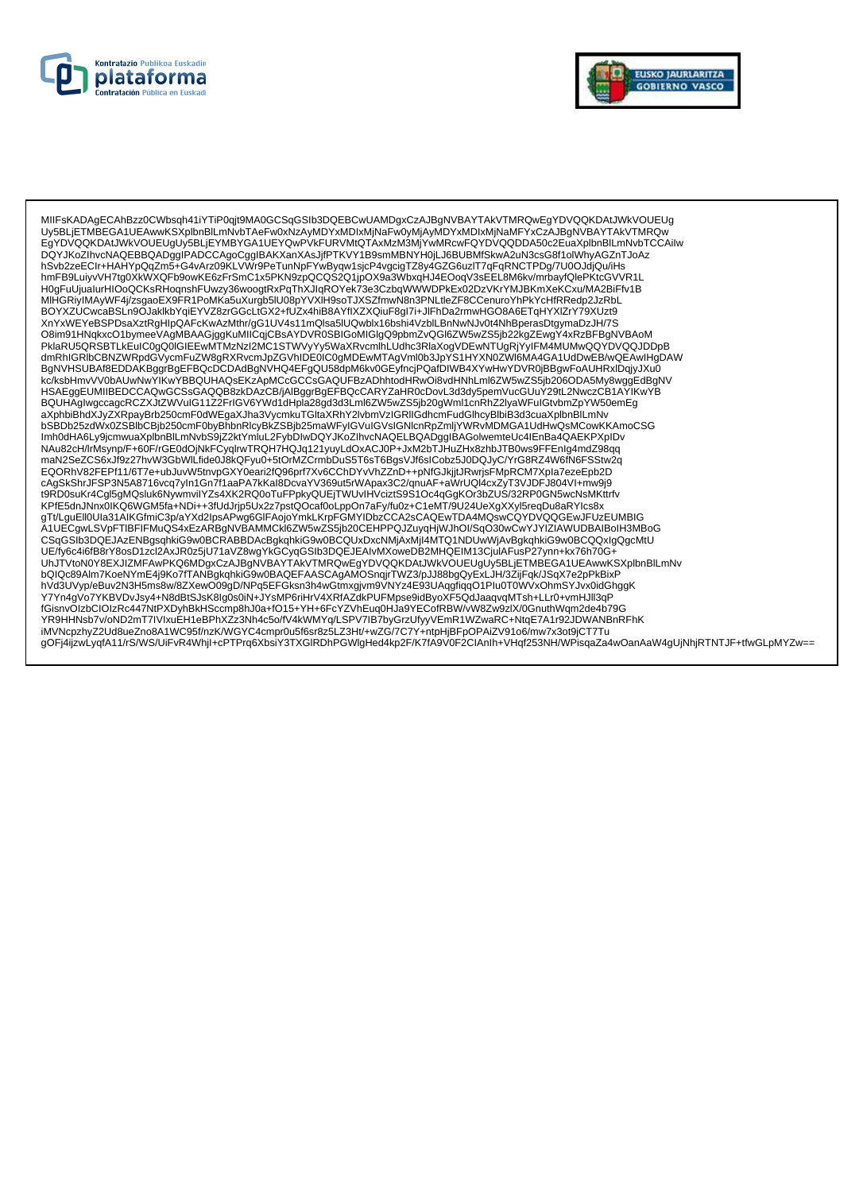MIIFsKADAgECAhBzz0CWbsqh41iYTiP0qjt9MA0GCSqGSIb3DQEBCwUAMDgxCzAJBgNVBAYTAkVTMRQwEgYDVQQKDAtJWkVOUEUg
Uy5BLjETMBEGA1UEAwwKSXplbnBlLmNvbTAeFw0xNzAyMDYxMDIxMjNaFw0yMjAyMDYxMDIxMjNaMFYxCzAJBgNVBAYTAkVTMRQw
EgYDVQQKDAtJWkVOUEUgUy5BLjEYMBYGA1UEYQwPVkFURVMtQTAxMzM3MjYwMRcwFQYDVQQDDA50c2EuaXplbnBlLmNvbTCCAiIw
DQYJKoZIhvcNAQEBBQADggIPADCCAgoCggIBAKXanXAsJjfPTKVY1B9smMBNYH0jLJ6BUBMfSkwA2uN3csG8f1olWhyAGZnTJoAz
hSvb2zeECIr+HAHYpQqZm5+G4vArz09KLVWr9PeTunNpFYwByqw1sjcP4vgcigTZ8y4GZG6uzlT7qFqRNCTPDg/7U0OJdjQu/iHs
hmFB9LuiyvVH7tg0XkWXQFb9owKE6zFrSmC1x5PKN9zpQCQS2Q1jpOX9a3WbxqHJ4EOoqV3sEEL8M6kv/mrbayfQlePKtcGVVR1L
H0gFuUjuaIurHIOoQCKsRHoqnshFUwzy36woogtRxPqThXJIqROYek73e3CzbqWWWDPkEx02DzVKrYMJBKmXeKCxu/MA2BiFfv1B
MIHGRiyIMAyWF4j/zsgaoEX9FR1PoMKa5uXurgb5lU08pYVXlH9soTJXSZfmwN8n3PNLtleZF8CCenuroYhPkYcHfRRedp2JzRbL
BOYXZUCwcaBSLn9OJaklkbYqiEYVZ8zrGGcLtGX2+fUZx4hiB8AYfIXZXQiuF8gI7i+JlFhDa2rmwHGO8A6ETqHYXlZrY79XUzt9
XnYxWEYeBSPDsaXztRgHIpQAFcKwAzMthr/gG1UV4s11mQlsa5lUQwblx16bshi4VzblLBnNwNJv0t4NhBperasDtgymaDzJH/7S
O8im91HNqkxcO1bymeeVAgMBAAGjggKuMIICqjCBsAYDVR0SBIGoMIGlgQ9pbmZvQGl6ZW5wZS5jb22kgZEwgY4xRzBFBgNVBAoM
PklaRU5QRSBTLkEuIC0gQ0lGIEEwMTMzNzI2MC1STWVyYy5WaXRvcmlhLUdhc3RlaXogVDEwNTUgRjYyIFM4MUMwQQYDVQQJDDpB
dmRhIGRlbCBNZWRpdGVycmFuZW8gRXRvcmJpZGVhIDE0IC0gMDEwMTAgVml0b3JpYS1HYXN0ZWl6MA4GA1UdDwEB/wQEAwIHgDAW
BgNVHSUBAf8EDDAKBggrBgEFBQcDCDAdBgNVHQ4EFgQU58dpM6kv0GEyfncjPQafDIWB4XYwHwYDVR0jBBgwFoAUHRxlDqjyJXu0
kc/ksbHmvVV0bAUwNwYIKwYBBQUHAQsEKzApMCcGCCsGAQUFBzADhhtodHRwOi8vdHNhLml6ZW5wZS5jb206ODA5My8wggEdBgNV
HSAEggEUMIIBEDCCAQwGCSsGAQQB8zkDAzCB/jAlBggrBgEFBQcCARYZaHR0cDovL3d3dy5pemVucGUuY29tL2NwczCB1AYIKwYB
BQUHAgIwgccagcRCZXJtZWVuIG11Z2FrIGV6YWd1dHpla28gd3d3Lml6ZW5wZS5jb20gWml1cnRhZ2lyaWFuIGtvbmZpYW50emEg
aXphbiBhdXJyZXRpayBrb250cmF0dWEgaXJha3VycmkuTGltaXRhY2lvbmVzIGRlIGdhcmFudGlhcyBlbiB3d3cuaXplbnBlLmNv
bSBDb25zdWx0ZSBlbCBjb250cmF0byBhbnRlcyBkZSBjb25maWFyIGVuIGVsIGNlcnRpZmljYWRvMDMGA1UdHwQsMCowKKAmoCSG
Imh0dHA6Ly9jcmwuaXplbnBlLmNvbS9jZ2ktYmluL2FybDIwDQYJKoZIhvcNAQELBQADggIBAGolwemteUc4IEnBa4QAEKPXpIDv
NAu82cH/lrMsynp/F+60F/rGE0dOjNkFCyqlrwTRQH7HQJq121yuyLdOxACJ0P+JxM2bTJHuZHx8zhbJTB0ws9FFEnIg4mdZ98qq
maN2SeZCS6xJf9z27hvW3GbWlLfide0J8kQFyu0+5tOrMZCrmbDuS5T6sT6BgsVJf6sICobz5J0DQJyC/YrG8RZ4W6fN6FSStw2q
EQORhV82FEPf11/6T7e+ubJuvW5tnvpGXY0eari2fQ96prf7Xv6CChDYvVhZZnD++pNfGJkjjtJRwrjsFMpRCM7XpIa7ezeEpb2D
cAgSkShrJFSP3N5A8716vcq7yIn1Gn7f1aaPA7kKal8DcvaYV369ut5rWApax3C2/qnuAF+aWrUQl4cxZyT3VJDFJ804VI+mw9j9
t9RD0suKr4Cgl5gMQsluk6NywmvilYZs4XK2RQ0oTuFPpkyQUEjTWUvIHVciztS9S1Oc4qGgKOr3bZUS/32RP0GN5wcNsMKttrfv
KPfE5dnJNnx0IKQ6WGM5fa+NDi++3fUdJrjp5Ux2z7pstQOcaf0oLppOn7aFy/fu0z+C1eMT/9U24UeXgXXyl5reqDu8aRYIcs8x
gTt/LguEll0UIa31AIKGfmiC3p/aYXd2IpsAPwg6GlFAojoYmkLKrpFGMYIDbzCCA2sCAQEwTDA4MQswCQYDVQQGEwJFUzEUMBIG
A1UECgwLSVpFTlBFIFMuQS4xEzARBgNVBAMMCkl6ZW5wZS5jb20CEHPPQJZuyqHjWJhOI/SqO30wCwYJYIZIAWUDBAIBoIH3MBoG
CSqGSIb3DQEJAzENBgsqhkiG9w0BCRABBDAcBgkqhkiG9w0BCQUxDxcNMjAxMjI4MTQ1NDUwWjAvBgkqhkiG9w0BCQQxIgQgcMtU
UE/fy6c4i6fB8rY8osD1zcl2AxJR0z5jU71aVZ8wgYkGCyqGSIb3DQEJEAIvMXoweDB2MHQEIM13CjulAFusP27ynn+kx76h70G+
UhJTVtoN0Y8EXJIZMFAwPKQ6MDgxCzAJBgNVBAYTAkVTMRQwEgYDVQQKDAtJWkVOUEUgUy5BLjETMBEGA1UEAwwKSXplbnBlLmNv
bQIQc89Alm7KoeNYmE4j9Ko7fTANBgkqhkiG9w0BAQEFAASCAgAMOSnqjrTWZ3/pJJ88bgQyExLJH/3ZijFqk/JSqX7e2pPkBixP
hVd3UVyp/eBuv2N3H5ms8w/8ZXewO09gD/NPq5EFGksn3h4wGtmxgjvm9VNYz4E93UAqgfiqqO1PIu0T0WVxOhmSYJvx0idGhggK
Y7Yn4gVo7YKBVDvJsy4+N8dBtSJsK8Ig0s0iN+JYsMP6riHrV4XRfAZdkPUFMpse9idByoXF5QdJaaqvqMTsh+LLr0+vmHJll3qP
fGisnvOIzbCIOIzRc447NtPXDyhBkHSccmp8hJ0a+fO15+YH+6FcYZVhEuq0HJa9YECofRBW/vW8Zw9zlX/0GnuthWqm2de4b79G
YR9HHNsb7v/oND2mT7IVIxuEH1eBPhXZz3Nh4c5o/fV4kWMYq/LSPV7IB7byGrzUfyyVEmR1WZwaRC+NtqE7A1r92JDWANBnRFhK
iMVNcpzhyZ2Ud8ueZno8A1WC95f/nzK/WGYC4cmpr0u5f6sr8z5LZ3Ht/+wZG/7C7Y+ntpHjBFpOPAiZV91o6/mw7x3ot9jCT7Tu
gOFj4ijzwLyqfA11/rS/WS/UiFvR4WhjI+cPTPrq6XbsiY3TXGlRDhPGWlgHed4kp2F/K7fA9V0F2CIAnIh+VHqf253NH/WPisqaZa4wOanAaW4gUjNhjRTNTJF+tfwGLpMYZw==